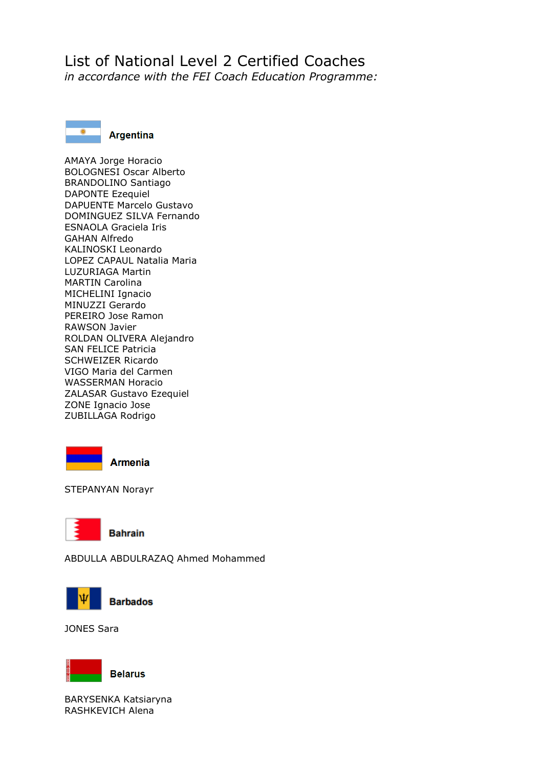# List of National Level 2 Certified Coaches

*in accordance with the FEI Coach Education Programme:*

## Argentina

AMAYA Jorge Horacio
BOLOGNESI Oscar Alberto
BRANDOLINO Santiago
DAPONTE Ezequiel
DAPUENTE Marcelo Gustavo
DOMINGUEZ SILVA Fernando
ESNAOLA Graciela Iris
GAHAN Alfredo
KALINOSKI Leonardo
LOPEZ CAPAUL Natalia Maria
LUZURIAGA Martin
MARTIN Carolina
MICHELINI Ignacio
MINUZZI Gerardo
PEREIRO Jose Ramon
RAWSON Javier
ROLDAN OLIVERA Alejandro
SAN FELICE Patricia
SCHWEIZER Ricardo
VIGO Maria del Carmen
WASSERMAN Horacio
ZALASAR Gustavo Ezequiel
ZONE Ignacio Jose
ZUBILLAGA Rodrigo

## Armenia

STEPANYAN Norayr

## Bahrain

ABDULLA ABDULRAZAQ Ahmed Mohammed

## Barbados

JONES Sara

## Belarus

BARYSENKA Katsiaryna
RASHKEVICH Alena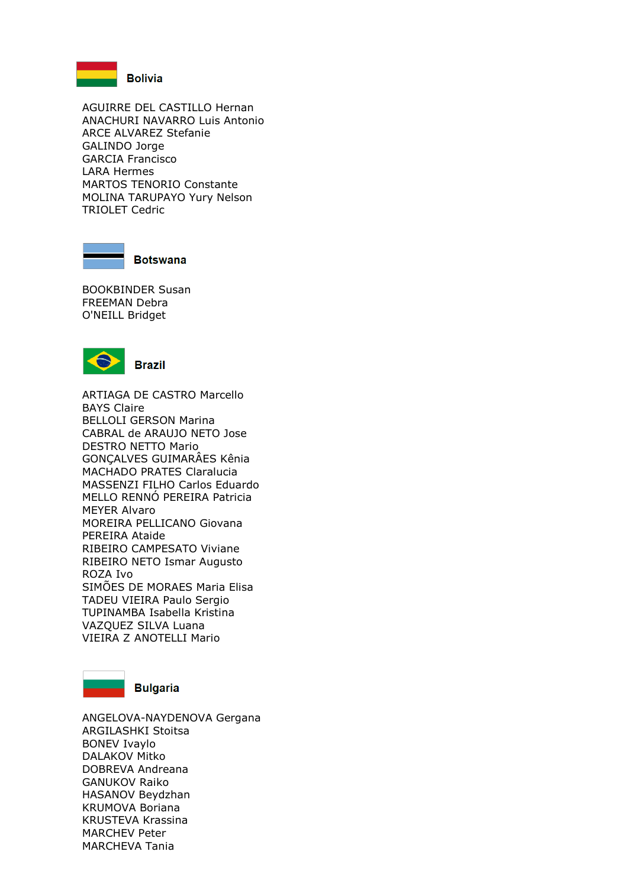## Bolivia

AGUIRRE DEL CASTILLO Hernan
ANACHURI NAVARRO Luis Antonio
ARCE ALVAREZ Stefanie
GALINDO Jorge
GARCIA Francisco
LARA Hermes
MARTOS TENORIO Constante
MOLINA TARUPAYO Yury Nelson
TRIOLET Cedric

## Botswana

BOOKBINDER Susan
FREEMAN Debra
O'NEILL Bridget

## Brazil

ARTIAGA DE CASTRO Marcello
BAYS Claire
BELLOLI GERSON Marina
CABRAL de ARAUJO NETO Jose
DESTRO NETTO Mario
GONÇALVES GUIMARÂES Kênia
MACHADO PRATES Claralucia
MASSENZI FILHO Carlos Eduardo
MELLO RENNÓ PEREIRA Patricia
MEYER Alvaro
MOREIRA PELLICANO Giovana
PEREIRA Ataide
RIBEIRO CAMPESATO Viviane
RIBEIRO NETO Ismar Augusto
ROZA Ivo
SIMÕES DE MORAES Maria Elisa
TADEU VIEIRA Paulo Sergio
TUPINAMBA Isabella Kristina
VAZQUEZ SILVA Luana
VIEIRA Z ANOTELLI Mario

## Bulgaria

ANGELOVA-NAYDENOVA Gergana
ARGILASHKI Stoitsa
BONEV Ivaylo
DALAKOV Mitko
DOBREVA Andreana
GANUKOV Raiko
HASANOV Beydzhan
KRUMOVA Boriana
KRUSTEVA Krassina
MARCHEV Peter
MARCHEVA Tania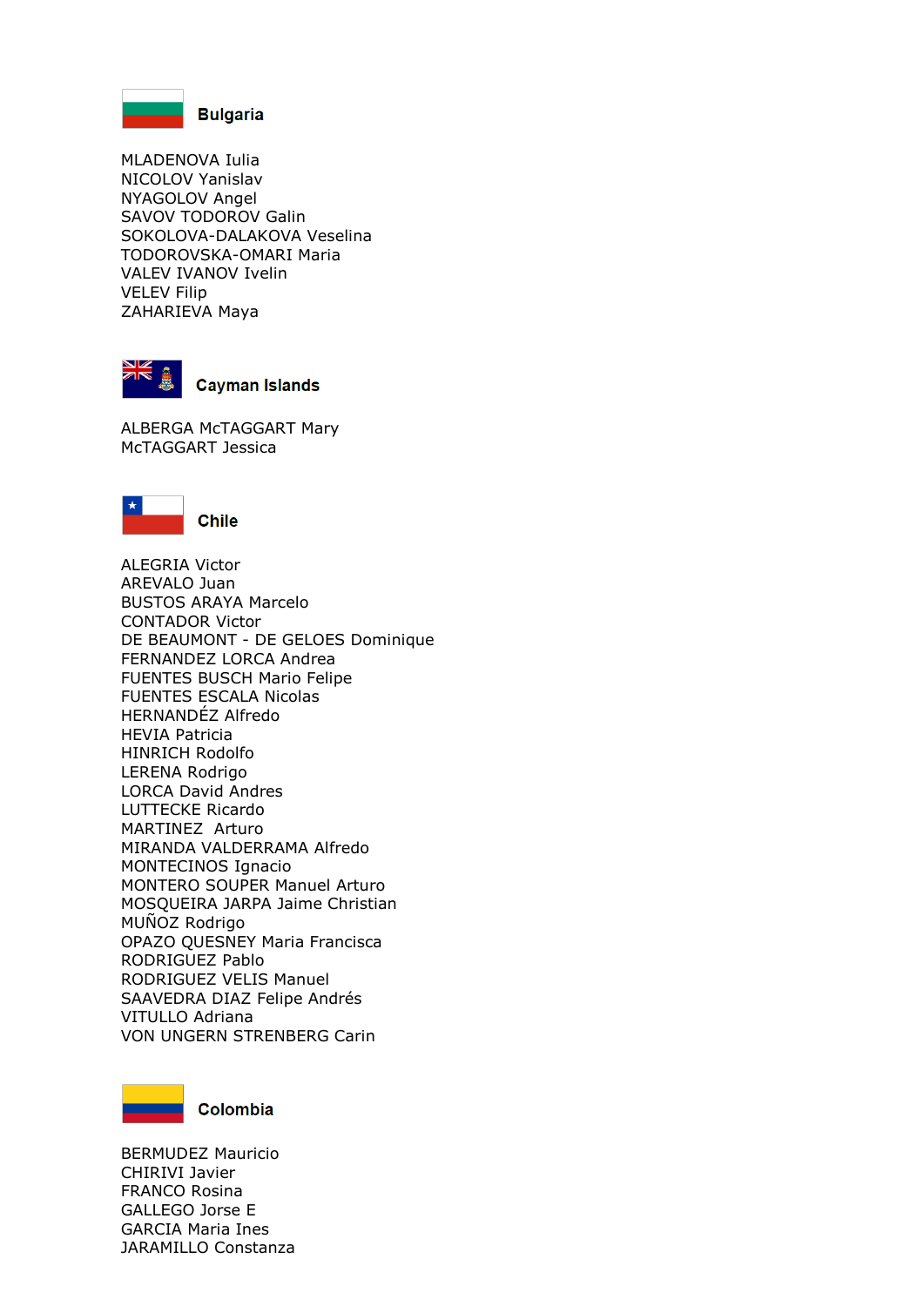## Bulgaria

MLADENOVA Iulia
NICOLOV Yanislav
NYAGOLOV Angel
SAVOV TODOROV Galin
SOKOLOVA-DALAKOVA Veselina
TODOROVSKA-OMARI Maria
VALEV IVANOV Ivelin
VELEV Filip
ZAHARIEVA Maya

## Cayman Islands

ALBERGA McTAGGART Mary
McTAGGART Jessica

## Chile

ALEGRIA Victor
AREVALO Juan
BUSTOS ARAYA Marcelo
CONTADOR Victor
DE BEAUMONT - DE GELOES Dominique
FERNANDEZ LORCA Andrea
FUENTES BUSCH Mario Felipe
FUENTES ESCALA Nicolas
HERNANDÉZ Alfredo
HEVIA Patricia
HINRICH Rodolfo
LERENA Rodrigo
LORCA David Andres
LUTTECKE Ricardo
MARTINEZ Arturo
MIRANDA VALDERRAMA Alfredo
MONTECINOS Ignacio
MONTERO SOUPER Manuel Arturo
MOSQUEIRA JARPA Jaime Christian
MUÑOZ Rodrigo
OPAZO QUESNEY Maria Francisca
RODRIGUEZ Pablo
RODRIGUEZ VELIS Manuel
SAAVEDRA DIAZ Felipe Andrés
VITULLO Adriana
VON UNGERN STRENBERG Carin

## Colombia

BERMUDEZ Mauricio
CHIRIVI Javier
FRANCO Rosina
GALLEGO Jorse E
GARCIA Maria Ines
JARAMILLO Constanza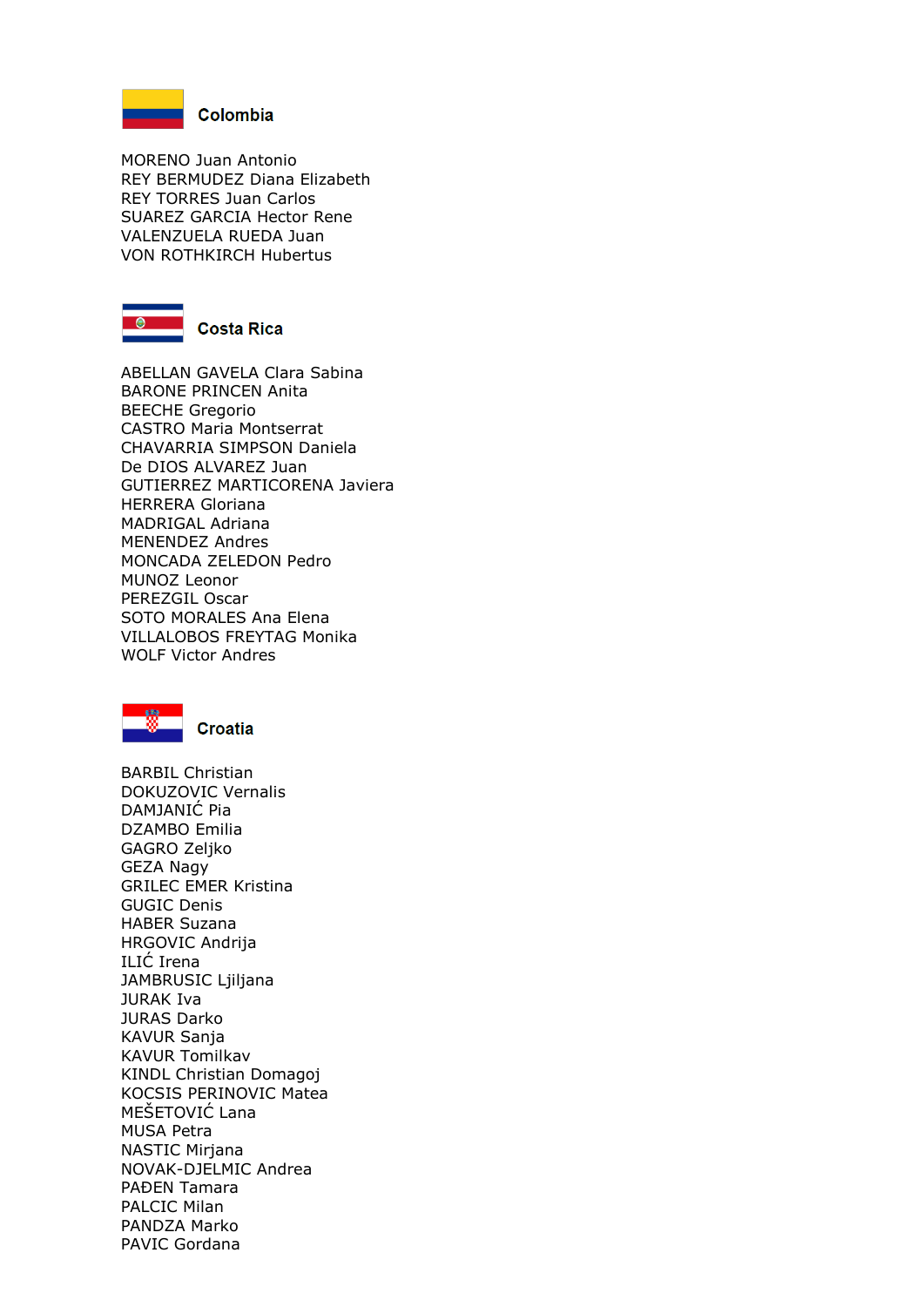## Colombia

MORENO Juan Antonio
REY BERMUDEZ Diana Elizabeth
REY TORRES Juan Carlos
SUAREZ GARCIA Hector Rene
VALENZUELA RUEDA Juan
VON ROTHKIRCH Hubertus

## Costa Rica

ABELLAN GAVELA Clara Sabina
BARONE PRINCEN Anita
BEECHE Gregorio
CASTRO Maria Montserrat
CHAVARRIA SIMPSON Daniela
De DIOS ALVAREZ Juan
GUTIERREZ MARTICORENA Javiera
HERRERA Gloriana
MADRIGAL Adriana
MENENDEZ Andres
MONCADA ZELEDON Pedro
MUNOZ Leonor
PEREZGIL Oscar
SOTO MORALES Ana Elena
VILLALOBOS FREYTAG Monika
WOLF Victor Andres

## Croatia

BARBIL Christian
DOKUZOVIC Vernalis
DAMJANIĆ Pia
DZAMBO Emilia
GAGRO Zeljko
GEZA Nagy
GRILEC EMER Kristina
GUGIC Denis
HABER Suzana
HRGOVIC Andrija
ILIĆ Irena
JAMBRUSIC Ljiljana
JURAK Iva
JURAS Darko
KAVUR Sanja
KAVUR Tomilkav
KINDL Christian Domagoj
KOCSIS PERINOVIC Matea
MEŠETOVIĆ Lana
MUSA Petra
NASTIC Mirjana
NOVAK-DJELMIC Andrea
PAĐEN Tamara
PALCIC Milan
PANDZA Marko
PAVIC Gordana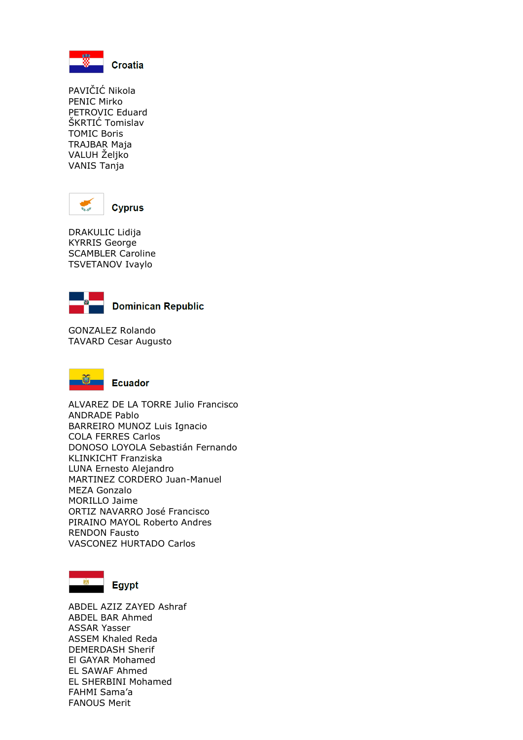## Croatia

PAVIČIĆ Nikola
PENIC Mirko
PETROVIC Eduard
ŠKRTIĆ Tomislav
TOMIC Boris
TRAJBAR Maja
VALUH Željko
VANIS Tanja

## Cyprus

DRAKULIC Lidija
KYRRIS George
SCAMBLER Caroline
TSVETANOV Ivaylo

## Dominican Republic

GONZALEZ Rolando
TAVARD Cesar Augusto

## Ecuador

ALVAREZ DE LA TORRE Julio Francisco
ANDRADE Pablo
BARREIRO MUNOZ Luis Ignacio
COLA FERRES Carlos
DONOSO LOYOLA Sebastián Fernando
KLINKICHT Franziska
LUNA Ernesto Alejandro
MARTINEZ CORDERO Juan-Manuel
MEZA Gonzalo
MORILLO Jaime
ORTIZ NAVARRO José Francisco
PIRAINO MAYOL Roberto Andres
RENDON Fausto
VASCONEZ HURTADO Carlos

## Egypt

ABDEL AZIZ ZAYED Ashraf
ABDEL BAR Ahmed
ASSAR Yasser
ASSEM Khaled Reda
DEMERDASH Sherif
El GAYAR Mohamed
EL SAWAF Ahmed
EL SHERBINI Mohamed
FAHMI Sama'a
FANOUS Merit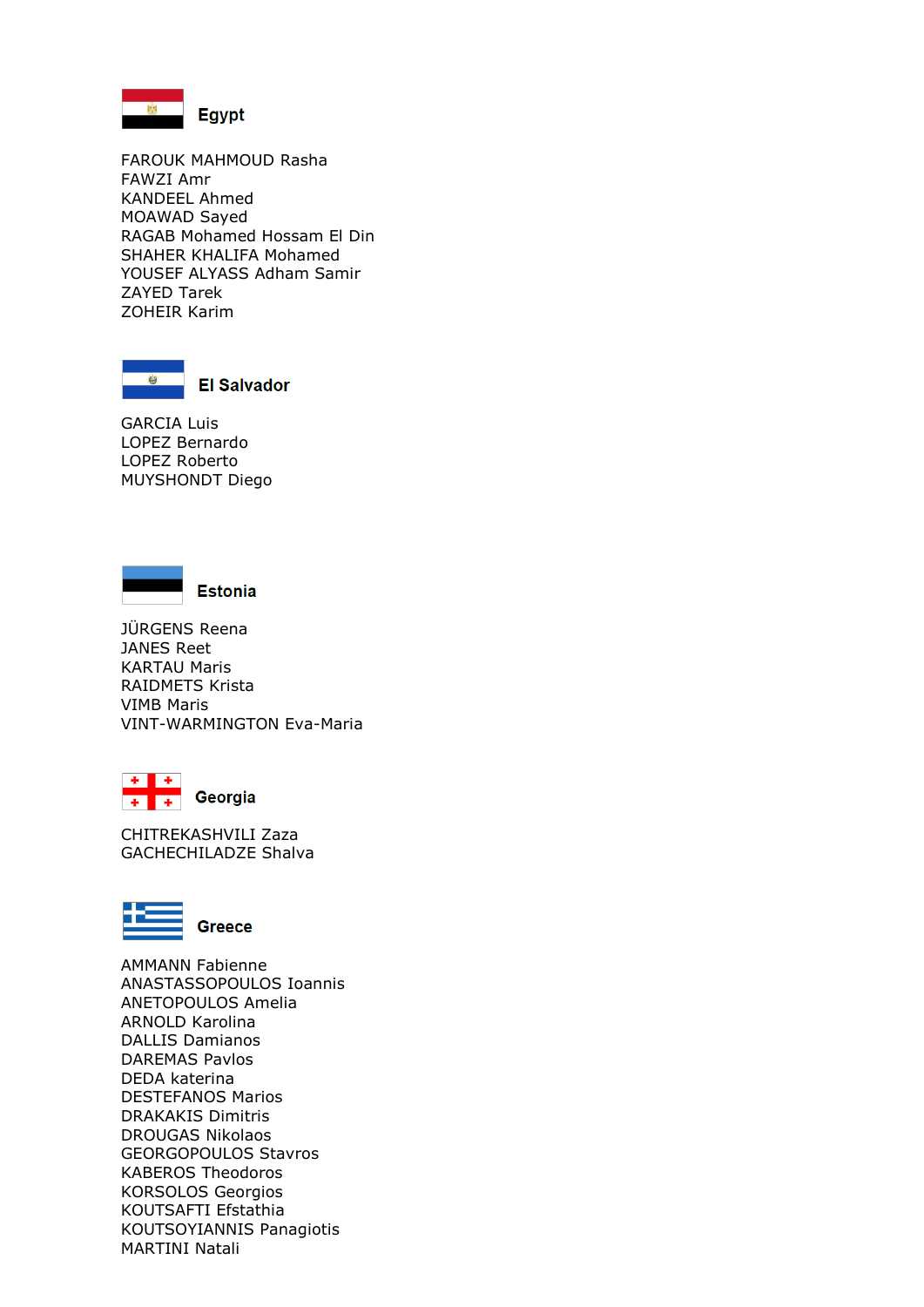## Egypt

FAROUK MAHMOUD Rasha
FAWZI Amr
KANDEEL Ahmed
MOAWAD Sayed
RAGAB Mohamed Hossam El Din
SHAHER KHALIFA Mohamed
YOUSEF ALYASS Adham Samir
ZAYED Tarek
ZOHEIR Karim

## El Salvador

GARCIA Luis
LOPEZ Bernardo
LOPEZ Roberto
MUYSHONDT Diego

## Estonia

JÜRGENS Reena
JANES Reet
KARTAU Maris
RAIDMETS Krista
VIMB Maris
VINT-WARMINGTON Eva-Maria

## Georgia

CHITREKASHVILI Zaza
GACHECHILADZE Shalva

## Greece

AMMANN Fabienne
ANASTASSOPOULOS Ioannis
ANETOPOULOS Amelia
ARNOLD Karolina
DALLIS Damianos
DAREMAS Pavlos
DEDA katerina
DESTEFANOS Marios
DRAKAKIS Dimitris
DROUGAS Nikolaos
GEORGOPOULOS Stavros
KABEROS Theodoros
KORSOLOS Georgios
KOUTSAFTI Efstathia
KOUTSOYIANNIS Panagiotis
MARTINI Natali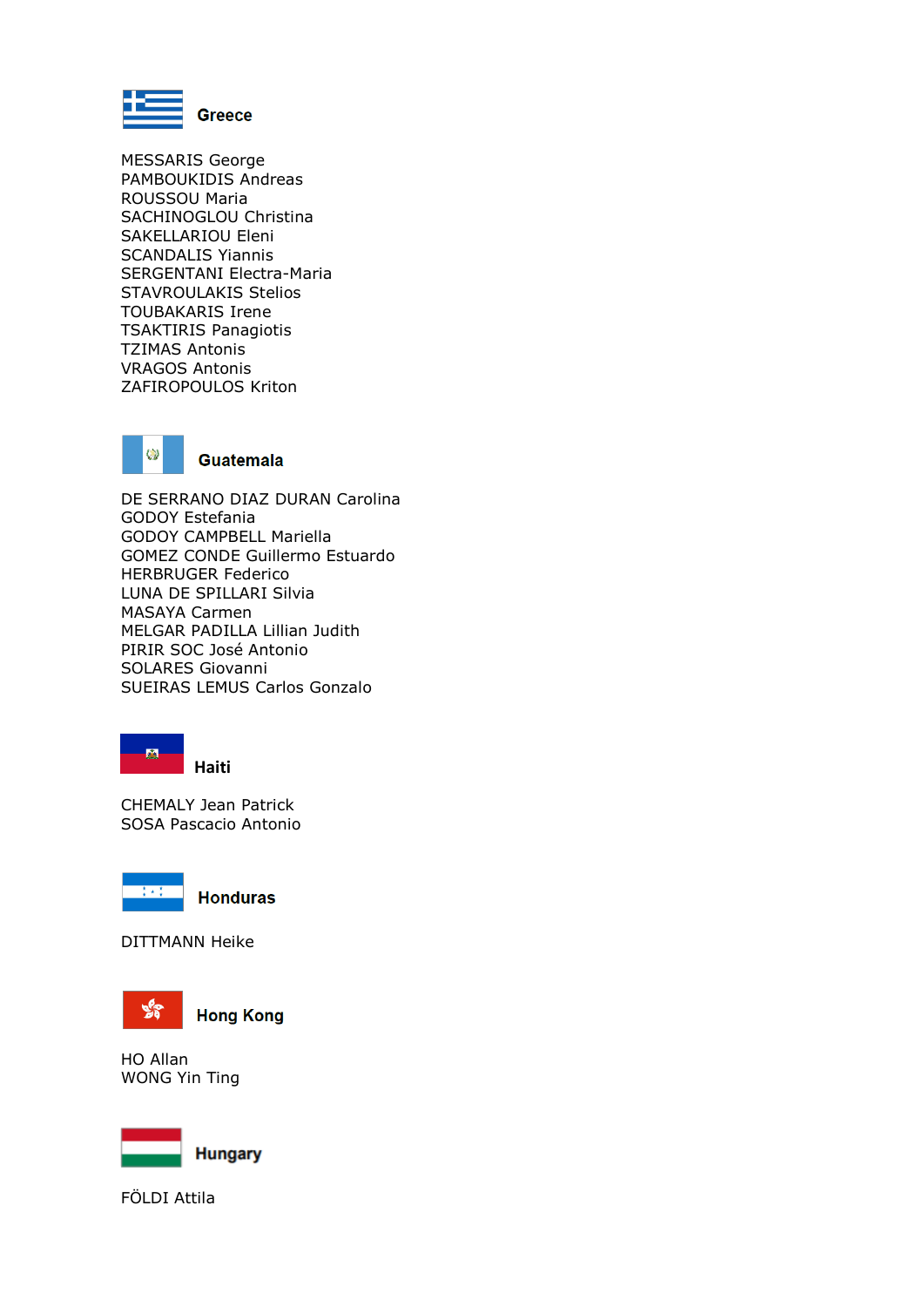## Greece

MESSARIS George
PAMBOUKIDIS Andreas
ROUSSOU Maria
SACHINOGLOU Christina
SAKELLARIOU Eleni
SCANDALIS Yiannis
SERGENTANI Electra-Maria
STAVROULAKIS Stelios
TOUBAKARIS Irene
TSAKTIRIS Panagiotis
TZIMAS Antonis
VRAGOS Antonis
ZAFIROPOULOS Kriton

## Guatemala

DE SERRANO DIAZ DURAN Carolina
GODOY Estefania
GODOY CAMPBELL Mariella
GOMEZ CONDE Guillermo Estuardo
HERBRUGER Federico
LUNA DE SPILLARI Silvia
MASAYA Carmen
MELGAR PADILLA Lillian Judith
PIRIR SOC José Antonio
SOLARES Giovanni
SUEIRAS LEMUS Carlos Gonzalo

## Haiti

CHEMALY Jean Patrick
SOSA Pascacio Antonio

## Honduras

DITTMANN Heike

## Hong Kong

HO Allan
WONG Yin Ting

## Hungary

FÖLDI Attila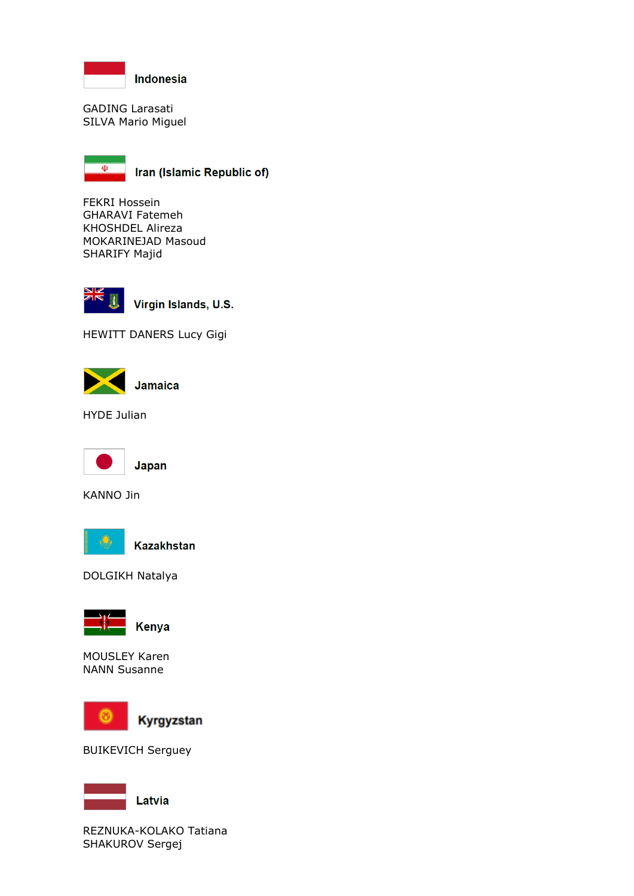**Indonesia**

GADING Larasati
SILVA Mario Miguel

**Iran (Islamic Republic of)**

FEKRI Hossein
GHARAVI Fatemeh
KHOSHDEL Alireza
MOKARINEJAD Masoud
SHARIFY Majid

**Virgin Islands, U.S.**

HEWITT DANERS Lucy Gigi

**Jamaica**

HYDE Julian

**Japan**

KANNO Jin

**Kazakhstan**

DOLGIKH Natalya

**Kenya**

MOUSLEY Karen
NANN Susanne

**Kyrgyzstan**

BUIKEVICH Serguey

**Latvia**

REZNUKA-KOLAKO Tatiana
SHAKUROV Sergej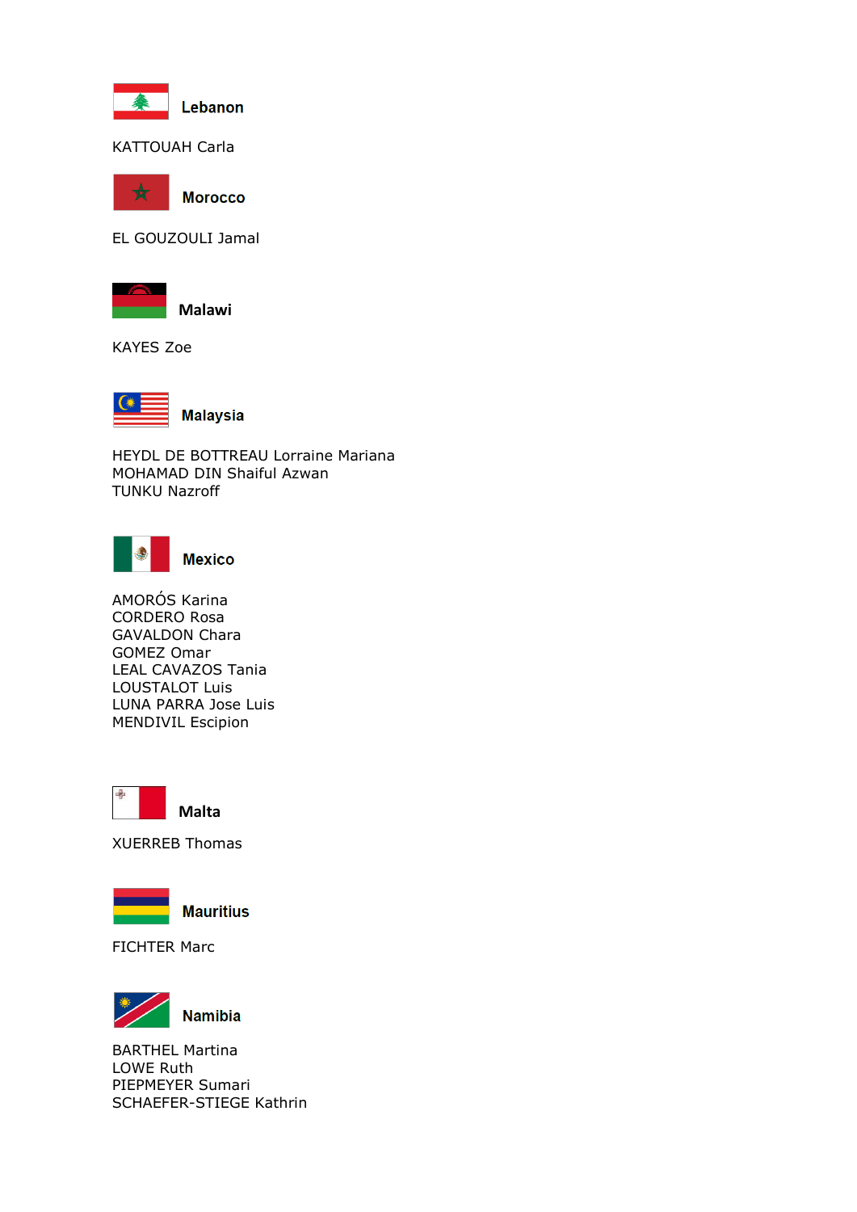**Lebanon**

KATTOUAH Carla

**Morocco**

EL GOUZOULI Jamal

**Malawi**

KAYES Zoe

**Malaysia**

HEYDL DE BOTTREAU Lorraine Mariana
MOHAMAD DIN Shaiful Azwan
TUNKU Nazroff

**Mexico**

AMORÓS Karina
CORDERO Rosa
GAVALDON Chara
GOMEZ Omar
LEAL CAVAZOS Tania
LOUSTALOT Luis
LUNA PARRA Jose Luis
MENDIVIL Escipion

**Malta**

XUERREB Thomas

**Mauritius**

FICHTER Marc

**Namibia**

BARTHEL Martina
LOWE Ruth
PIEPMEYER Sumari
SCHAEFER-STIEGE Kathrin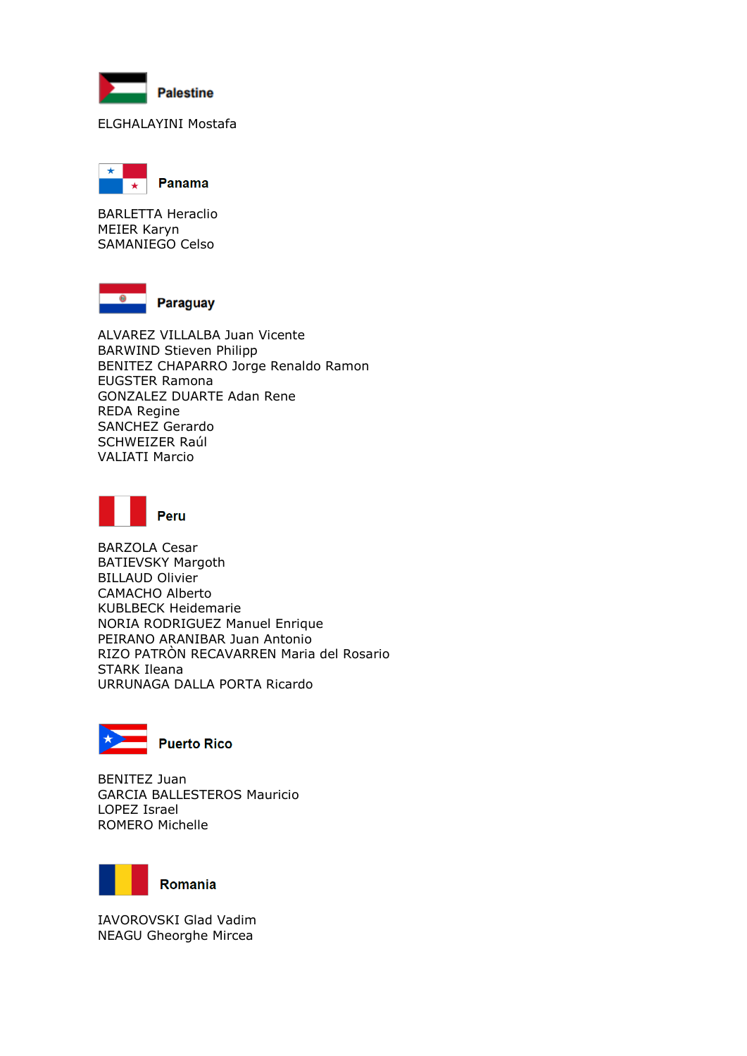## Palestine

ELGHALAYINI Mostafa

## Panama

BARLETTA Heraclio
MEIER Karyn
SAMANIEGO Celso

## Paraguay

ALVAREZ VILLALBA Juan Vicente
BARWIND Stieven Philipp
BENITEZ CHAPARRO Jorge Renaldo Ramon
EUGSTER Ramona
GONZALEZ DUARTE Adan Rene
REDA Regine
SANCHEZ Gerardo
SCHWEIZER Raúl
VALIATI Marcio

## Peru

BARZOLA Cesar
BATIEVSKY Margoth
BILLAUD Olivier
CAMACHO Alberto
KUBLBECK Heidemarie
NORIA RODRIGUEZ Manuel Enrique
PEIRANO ARANIBAR Juan Antonio
RIZO PATRÒN RECAVARREN Maria del Rosario
STARK Ileana
URRUNAGA DALLA PORTA Ricardo

## Puerto Rico

BENITEZ Juan
GARCIA BALLESTEROS Mauricio
LOPEZ Israel
ROMERO Michelle

## Romania

IAVOROVSKI Glad Vadim
NEAGU Gheorghe Mircea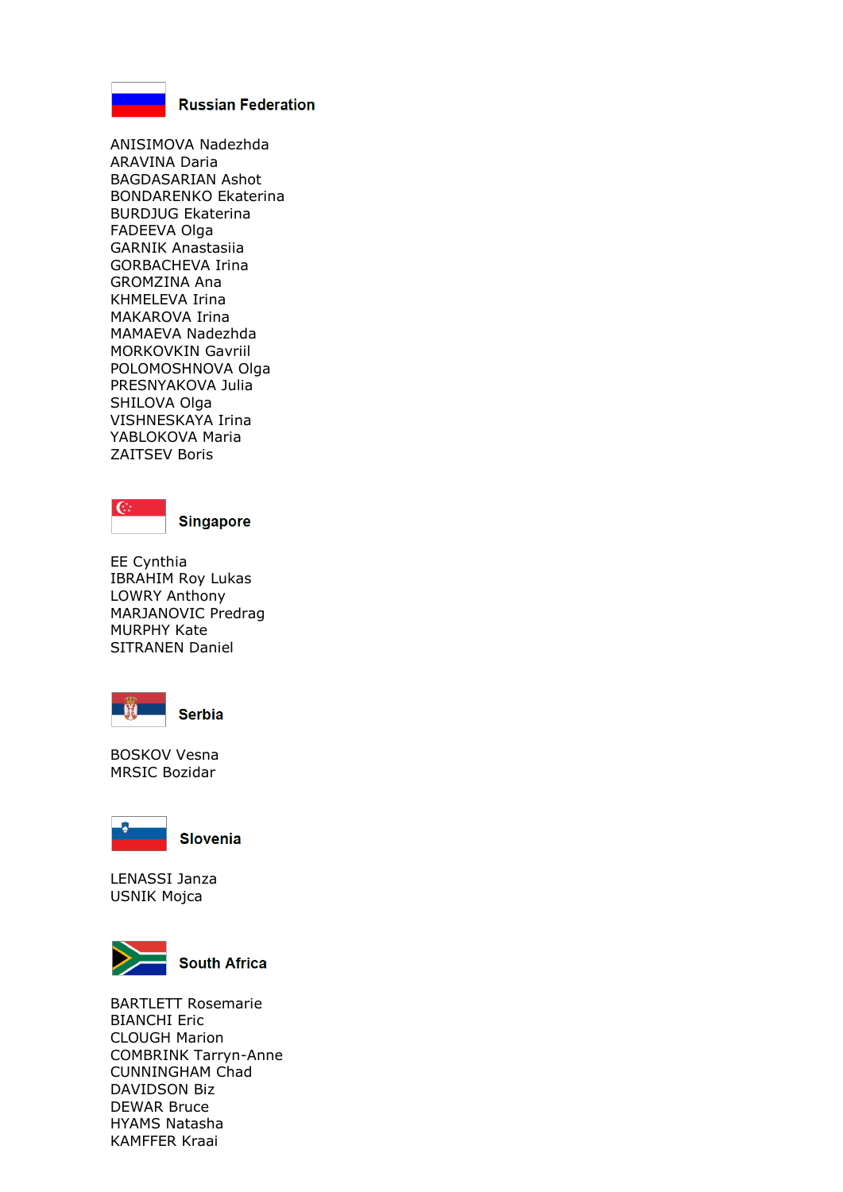## Russian Federation

ANISIMOVA Nadezhda
ARAVINA Daria
BAGDASARIAN Ashot
BONDARENKO Ekaterina
BURDJUG Ekaterina
FADEEVA Olga
GARNIK Anastasiia
GORBACHEVA Irina
GROMZINA Ana
KHMELEVA Irina
MAKAROVA Irina
MAMAEVA Nadezhda
MORKOVKIN Gavriil
POLOMOSHNOVA Olga
PRESNYAKOVA Julia
SHILOVA Olga
VISHNESKAYA Irina
YABLOKOVA Maria
ZAITSEV Boris

## Singapore

EE Cynthia
IBRAHIM Roy Lukas
LOWRY Anthony
MARJANOVIC Predrag
MURPHY Kate
SITRANEN Daniel

## Serbia

BOSKOV Vesna
MRSIC Bozidar

## Slovenia

LENASSI Janza
USNIK Mojca

## South Africa

BARTLETT Rosemarie
BIANCHI Eric
CLOUGH Marion
COMBRINK Tarryn-Anne
CUNNINGHAM Chad
DAVIDSON Biz
DEWAR Bruce
HYAMS Natasha
KAMFFER Kraai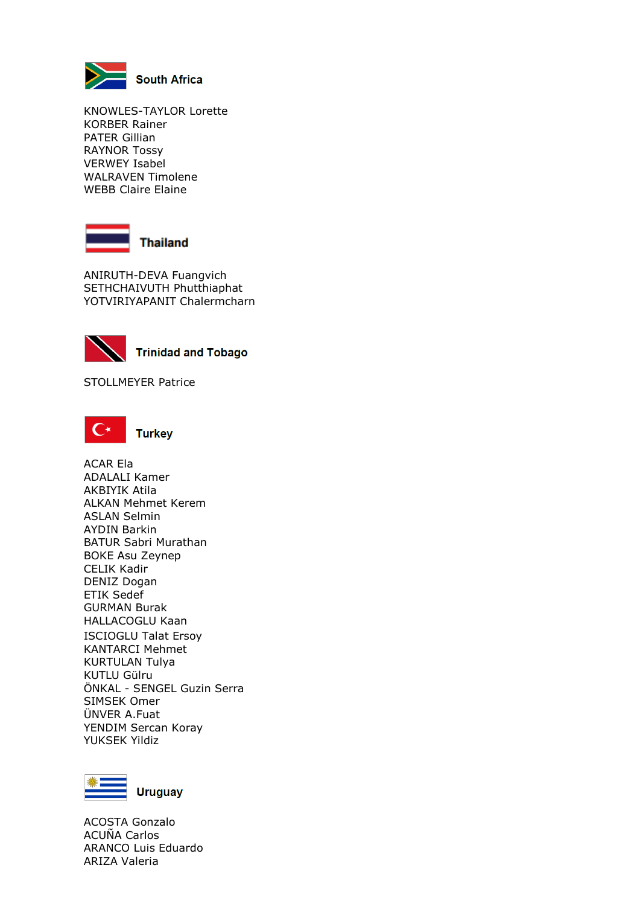## South Africa

KNOWLES-TAYLOR Lorette
KORBER Rainer
PATER Gillian
RAYNOR Tossy
VERWEY Isabel
WALRAVEN Timolene
WEBB Claire Elaine

## Thailand

ANIRUTH-DEVA Fuangvich
SETHCHAIVUTH Phutthiaphat
YOTVIRIYAPANIT Chalermcharn

## Trinidad and Tobago

STOLLMEYER Patrice

## Turkey

ACAR Ela
ADALALI Kamer
AKBIYIK Atila
ALKAN Mehmet Kerem
ASLAN Selmin
AYDIN Barkin
BATUR Sabri Murathan
BOKE Asu Zeynep
CELIK Kadir
DENIZ Dogan
ETIK Sedef
GURMAN Burak
HALLACOGLU Kaan
ISCIOGLU Talat Ersoy
KANTARCI Mehmet
KURTULAN Tulya
KUTLU Gülru
ÖNKAL - SENGEL Guzin Serra
SIMSEK Omer
ÜNVER A.Fuat
YENDIM Sercan Koray
YUKSEK Yildiz

## Uruguay

ACOSTA Gonzalo
ACUÑA Carlos
ARANCO Luis Eduardo
ARIZA Valeria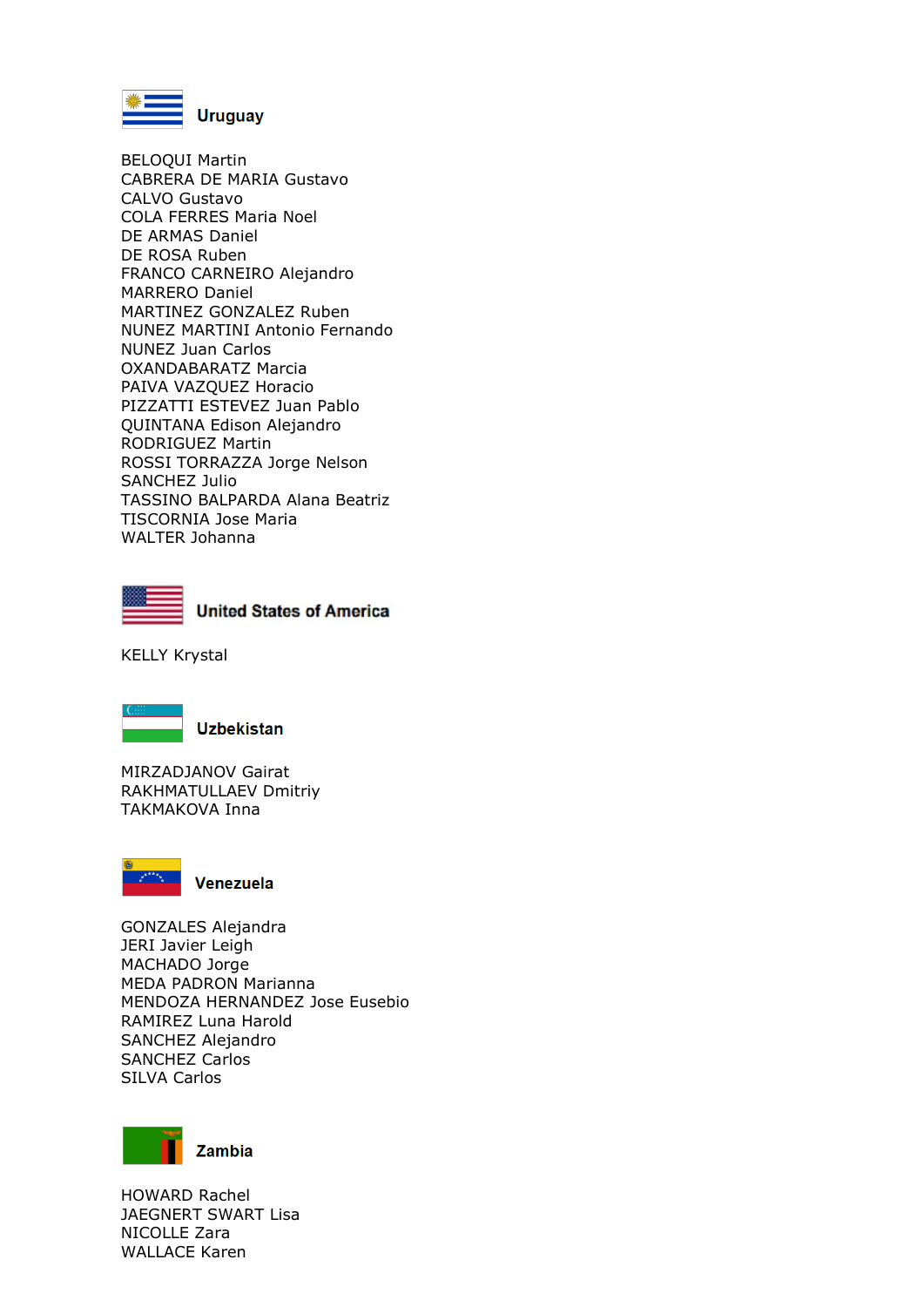## Uruguay

BELOQUI Martin
CABRERA DE MARIA Gustavo
CALVO Gustavo
COLA FERRES Maria Noel
DE ARMAS Daniel
DE ROSA Ruben
FRANCO CARNEIRO Alejandro
MARRERO Daniel
MARTINEZ GONZALEZ Ruben
NUNEZ MARTINI Antonio Fernando
NUNEZ Juan Carlos
OXANDABARATZ Marcia
PAIVA VAZQUEZ Horacio
PIZZATTI ESTEVEZ Juan Pablo
QUINTANA Edison Alejandro
RODRIGUEZ Martin
ROSSI TORRAZZA Jorge Nelson
SANCHEZ Julio
TASSINO BALPARDA Alana Beatriz
TISCORNIA Jose Maria
WALTER Johanna

## United States of America

KELLY Krystal

## Uzbekistan

MIRZADJANOV Gairat
RAKHMATULLAEV Dmitriy
TAKMAKOVA Inna

## Venezuela

GONZALES Alejandra
JERI Javier Leigh
MACHADO Jorge
MEDA PADRON Marianna
MENDOZA HERNANDEZ Jose Eusebio
RAMIREZ Luna Harold
SANCHEZ Alejandro
SANCHEZ Carlos
SILVA Carlos

## Zambia

HOWARD Rachel
JAEGNERT SWART Lisa
NICOLLE Zara
WALLACE Karen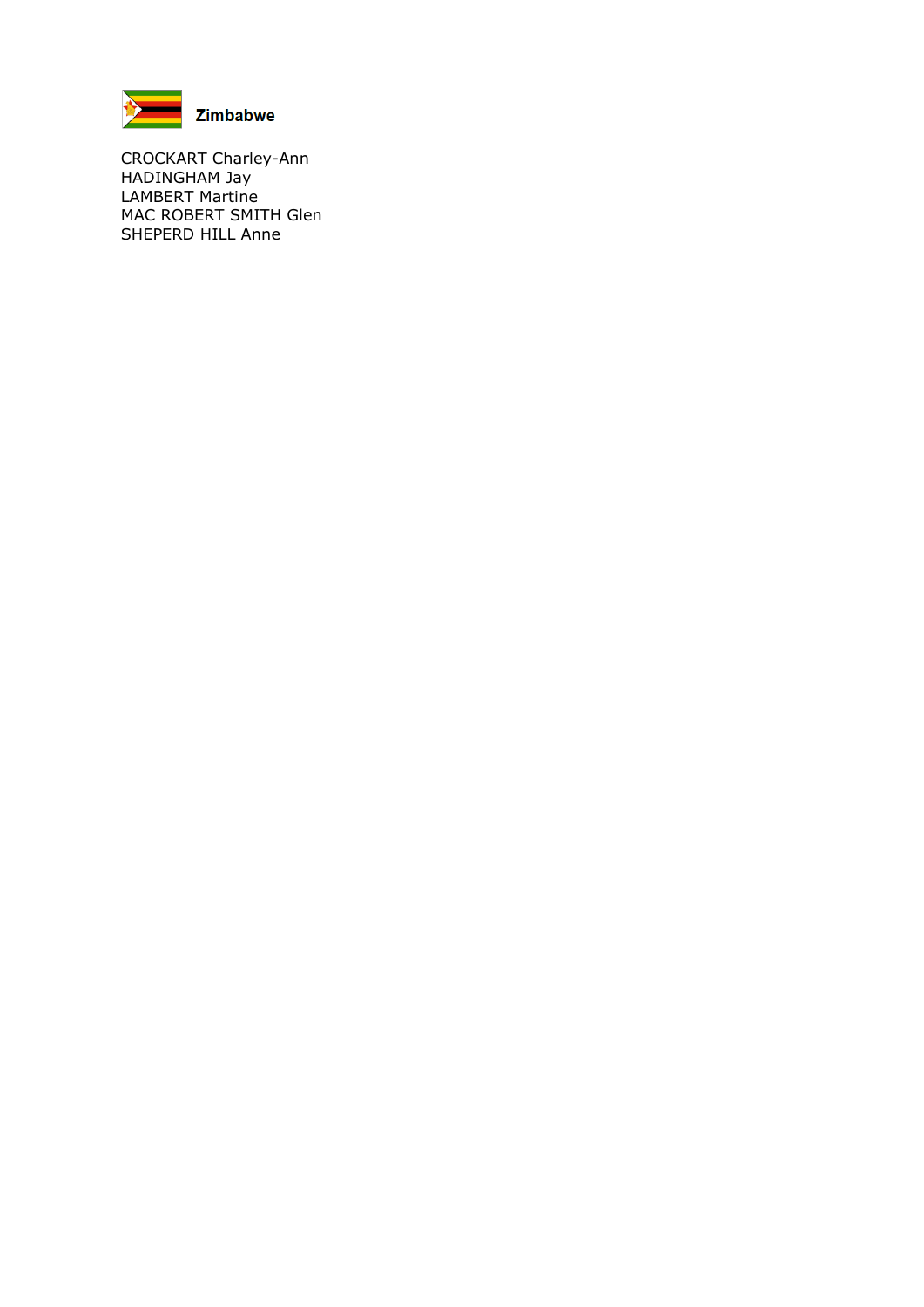**Zimbabwe**

CROCKART Charley-Ann
HADINGHAM Jay
LAMBERT Martine
MAC ROBERT SMITH Glen
SHEPERD HILL Anne